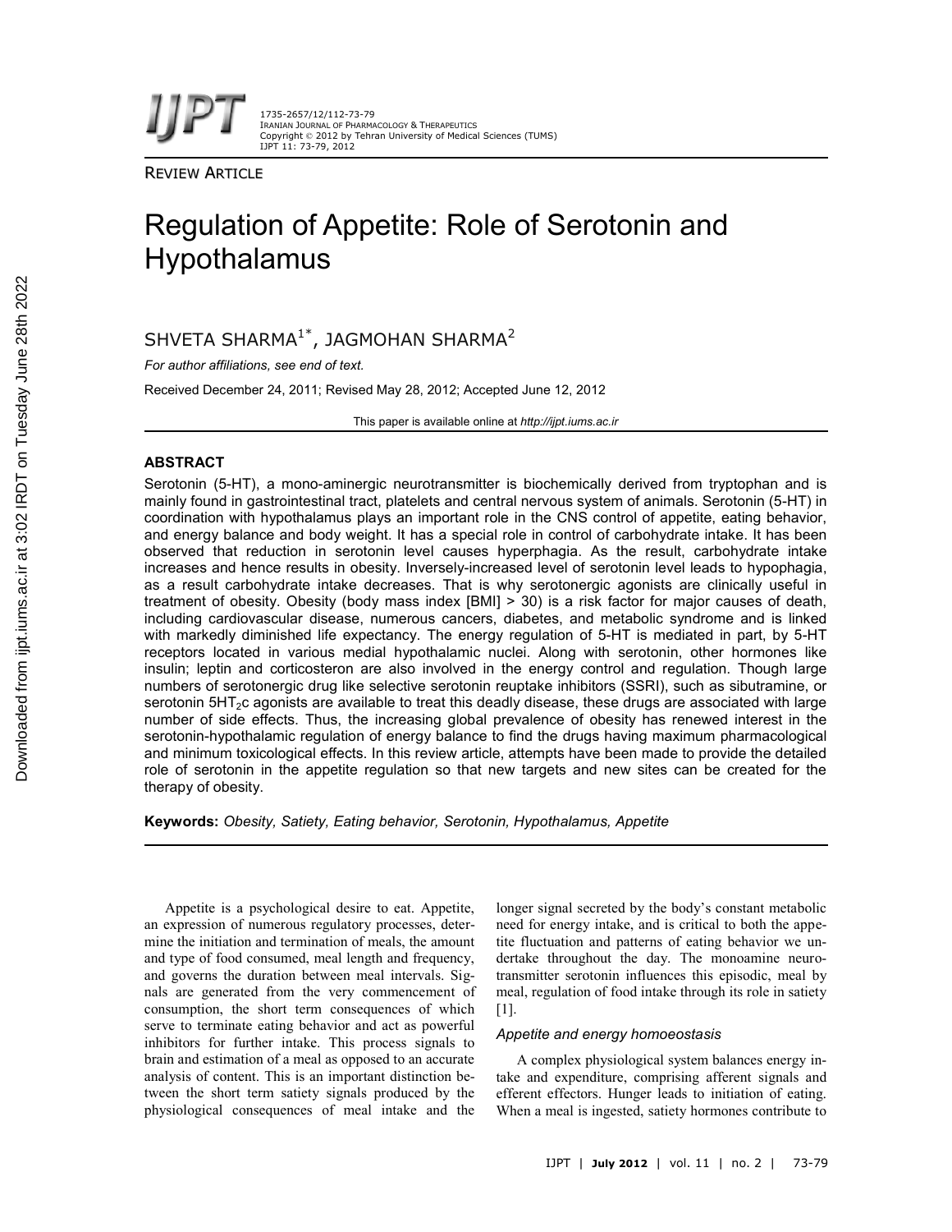REVIEW ARTICLE

# Regulation of Appetite: Role of Serotonin and Hypothalamus

SHVETA SHARMA[1*], JAGMOHAN SHARMA[2]

*For author affiliations, see end of text.*

Received December 24, 2011; Revised May 28, 2012; Accepted June 12, 2012

This paper is available online at *http://ijpt.iums.ac.ir*

## ABSTRACT

Serotonin (5-HT), a mono-aminergic neurotransmitter is biochemically derived from tryptophan and is mainly found in gastrointestinal tract, platelets and central nervous system of animals. Serotonin (5-HT) in coordination with hypothalamus plays an important role in the CNS control of appetite, eating behavior, and energy balance and body weight. It has a special role in control of carbohydrate intake. It has been observed that reduction in serotonin level causes hyperphagia. As the result, carbohydrate intake increases and hence results in obesity. Inversely-increased level of serotonin level leads to hypophagia, as a result carbohydrate intake decreases. That is why serotonergic agonists are clinically useful in treatment of obesity. Obesity (body mass index [BMI] > 30) is a risk factor for major causes of death, including cardiovascular disease, numerous cancers, diabetes, and metabolic syndrome and is linked with markedly diminished life expectancy. The energy regulation of 5-HT is mediated in part, by 5-HT receptors located in various medial hypothalamic nuclei. Along with serotonin, other hormones like insulin; leptin and corticosteron are also involved in the energy control and regulation. Though large numbers of serotonergic drug like selective serotonin reuptake inhibitors (SSRI), such as sibutramine, or serotonin $5HT_2c$ agonists are available to treat this deadly disease, these drugs are associated with large number of side effects. Thus, the increasing global prevalence of obesity has renewed interest in the serotonin-hypothalamic regulation of energy balance to find the drugs having maximum pharmacological and minimum toxicological effects. In this review article, attempts have been made to provide the detailed role of serotonin in the appetite regulation so that new targets and new sites can be created for the therapy of obesity.

**Keywords:** *Obesity, Satiety, Eating behavior, Serotonin, Hypothalamus, Appetite*

Appetite is a psychological desire to eat. Appetite, an expression of numerous regulatory processes, determine the initiation and termination of meals, the amount and type of food consumed, meal length and frequency, and governs the duration between meal intervals. Signals are generated from the very commencement of consumption, the short term consequences of which serve to terminate eating behavior and act as powerful inhibitors for further intake. This process signals to brain and estimation of a meal as opposed to an accurate analysis of content. This is an important distinction between the short term satiety signals produced by the physiological consequences of meal intake and the longer signal secreted by the body's constant metabolic need for energy intake, and is critical to both the appetite fluctuation and patterns of eating behavior we undertake throughout the day. The monoamine neurotransmitter serotonin influences this episodic, meal by meal, regulation of food intake through its role in satiety [1].

### *Appetite and energy homoeostasis*

A complex physiological system balances energy intake and expenditure, comprising afferent signals and efferent effectors. Hunger leads to initiation of eating. When a meal is ingested, satiety hormones contribute to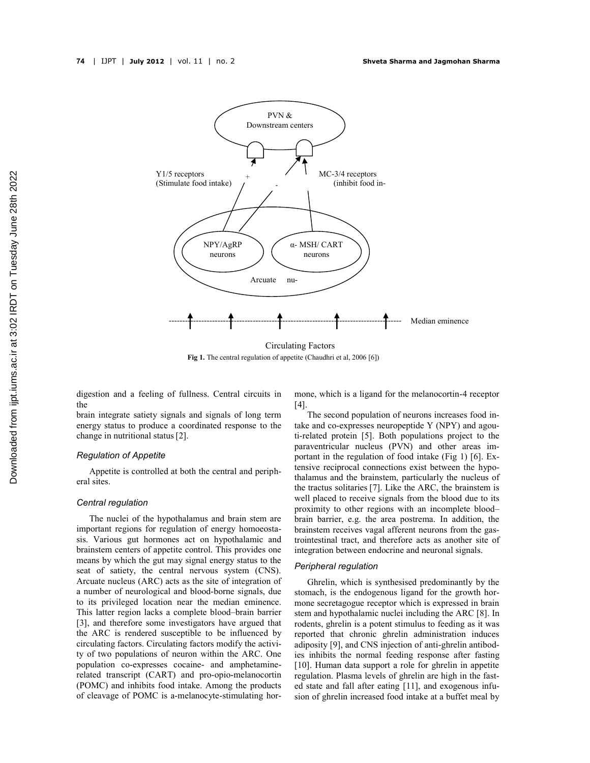Fig 1. The central regulation of appetite (Chaudhri et al, 2006 [6])

digestion and a feeling of fullness. Central circuits in the brain integrate satiety signals and signals of long term energy status to produce a coordinated response to the change in nutritional status [2].

### *Regulation of Appetite*

Appetite is controlled at both the central and peripheral sites.

### *Central regulation*

The nuclei of the hypothalamus and brain stem are important regions for regulation of energy homoeostasis. Various gut hormones act on hypothalamic and brainstem centers of appetite control. This provides one means by which the gut may signal energy status to the seat of satiety, the central nervous system (CNS). Arcuate nucleus (ARC) acts as the site of integration of a number of neurological and blood-borne signals, due to its privileged location near the median eminence. This latter region lacks a complete blood–brain barrier [3], and therefore some investigators have argued that the ARC is rendered susceptible to be influenced by circulating factors. Circulating factors modify the activity of two populations of neuron within the ARC. One population co-expresses cocaine- and amphetamine-related transcript (CART) and pro-opio-melanocortin (POMC) and inhibits food intake. Among the products of cleavage of POMC is a-melanocyte-stimulating hormone, which is a ligand for the melanocortin-4 receptor [4].

The second population of neurons increases food intake and co-expresses neuropeptide Y (NPY) and agouti-related protein [5]. Both populations project to the paraventricular nucleus (PVN) and other areas important in the regulation of food intake (Fig 1) [6]. Extensive reciprocal connections exist between the hypothalamus and the brainstem, particularly the nucleus of the tractus solitaries [7]. Like the ARC, the brainstem is well placed to receive signals from the blood due to its proximity to other regions with an incomplete blood–brain barrier, e.g. the area postrema. In addition, the brainstem receives vagal afferent neurons from the gastrointestinal tract, and therefore acts as another site of integration between endocrine and neuronal signals.

### *Peripheral regulation*

Ghrelin, which is synthesised predominantly by the stomach, is the endogenous ligand for the growth hormone secretagogue receptor which is expressed in brain stem and hypothalamic nuclei including the ARC [8]. In rodents, ghrelin is a potent stimulus to feeding as it was reported that chronic ghrelin administration induces adiposity [9], and CNS injection of anti-ghrelin antibodies inhibits the normal feeding response after fasting [10]. Human data support a role for ghrelin in appetite regulation. Plasma levels of ghrelin are high in the fasted state and fall after eating [11], and exogenous infusion of ghrelin increased food intake at a buffet meal by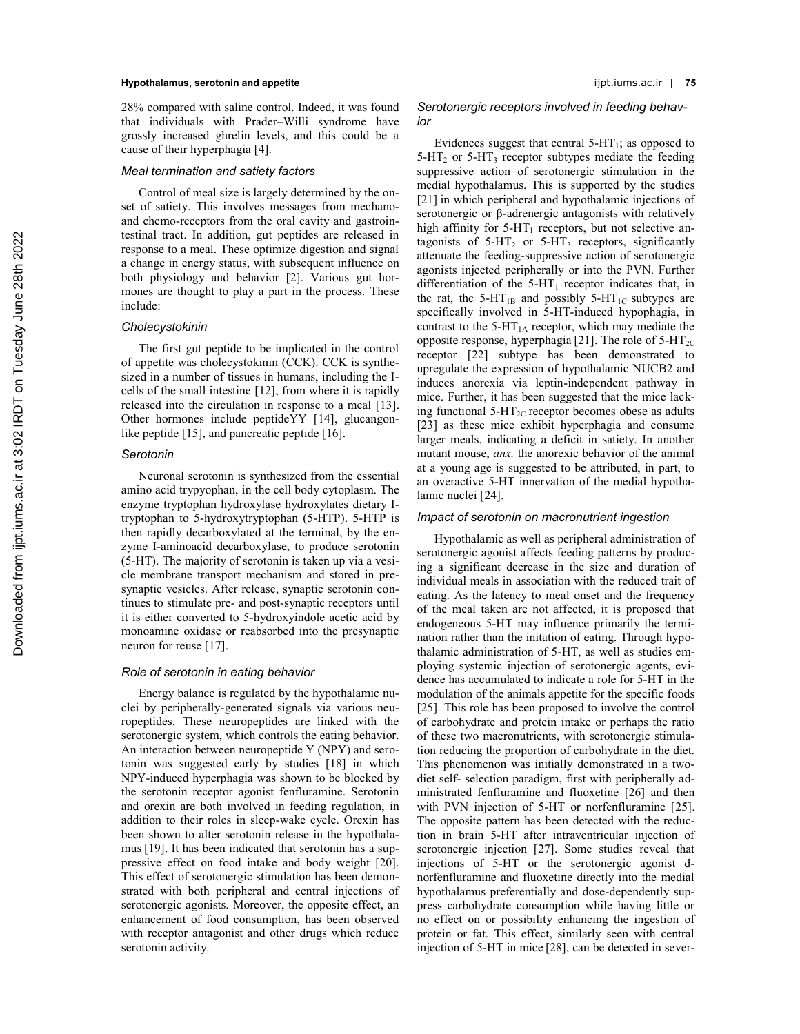28% compared with saline control. Indeed, it was found that individuals with Prader–Willi syndrome have grossly increased ghrelin levels, and this could be a cause of their hyperphagia [4].

### Meal termination and satiety factors

Control of meal size is largely determined by the onset of satiety. This involves messages from mechano- and chemo-receptors from the oral cavity and gastrointestinal tract. In addition, gut peptides are released in response to a meal. These optimize digestion and signal a change in energy status, with subsequent influence on both physiology and behavior [2]. Various gut hormones are thought to play a part in the process. These include:

### Cholecystokinin

The first gut peptide to be implicated in the control of appetite was cholecystokinin (CCK). CCK is synthesized in a number of tissues in humans, including the I-cells of the small intestine [12], from where it is rapidly released into the circulation in response to a meal [13]. Other hormones include peptideYY [14], glucangon-like peptide [15], and pancreatic peptide [16].

### Serotonin

Neuronal serotonin is synthesized from the essential amino acid trypyophan, in the cell body cytoplasm. The enzyme tryptophan hydroxylase hydroxylates dietary I-tryptophan to 5-hydroxytryptophan (5-HTP). 5-HTP is then rapidly decarboxylated at the terminal, by the enzyme I-aminoacid decarboxylase, to produce serotonin (5-HT). The majority of serotonin is taken up via a vesicle membrane transport mechanism and stored in presynaptic vesicles. After release, synaptic serotonin continues to stimulate pre- and post-synaptic receptors until it is either converted to 5-hydroxyindole acetic acid by monoamine oxidase or reabsorbed into the presynaptic neuron for reuse [17].

### Role of serotonin in eating behavior

Energy balance is regulated by the hypothalamic nuclei by peripherally-generated signals via various neuropeptides. These neuropeptides are linked with the serotonergic system, which controls the eating behavior. An interaction between neuropeptide Y (NPY) and serotonin was suggested early by studies [18] in which NPY-induced hyperphagia was shown to be blocked by the serotonin receptor agonist fenfluramine. Serotonin and orexin are both involved in feeding regulation, in addition to their roles in sleep-wake cycle. Orexin has been shown to alter serotonin release in the hypothalamus [19]. It has been indicated that serotonin has a suppressive effect on food intake and body weight [20]. This effect of serotonergic stimulation has been demonstrated with both peripheral and central injections of serotonergic agonists. Moreover, the opposite effect, an enhancement of food consumption, has been observed with receptor antagonist and other drugs which reduce serotonin activity.

### Serotonergic receptors involved in feeding behavior

Evidences suggest that central 5-$HT_1$; as opposed to 5-$HT_2$ or 5-$HT_3$ receptor subtypes mediate the feeding suppressive action of serotonergic stimulation in the medial hypothalamus. This is supported by the studies [21] in which peripheral and hypothalamic injections of serotonergic or β-adrenergic antagonists with relatively high affinity for 5-$HT_1$ receptors, but not selective antagonists of 5-$HT_2$ or 5-$HT_3$ receptors, significantly attenuate the feeding-suppressive action of serotonergic agonists injected peripherally or into the PVN. Further differentiation of the 5-$HT_1$ receptor indicates that, in the rat, the 5-$HT_{1B}$ and possibly 5-$HT_{1C}$ subtypes are specifically involved in 5-HT-induced hypophagia, in contrast to the 5-$HT_{1A}$ receptor, which may mediate the opposite response, hyperphagia [21]. The role of 5-$HT_{2C}$ receptor [22] subtype has been demonstrated to upregulate the expression of hypothalamic NUCB2 and induces anorexia via leptin-independent pathway in mice. Further, it has been suggested that the mice lacking functional 5-$HT_{2C}$ receptor becomes obese as adults [23] as these mice exhibit hyperphagia and consume larger meals, indicating a deficit in satiety. In another mutant mouse, *anx,* the anorexic behavior of the animal at a young age is suggested to be attributed, in part, to an overactive 5-HT innervation of the medial hypothalamic nuclei [24].

### Impact of serotonin on macronutrient ingestion

Hypothalamic as well as peripheral administration of serotonergic agonist affects feeding patterns by producing a significant decrease in the size and duration of individual meals in association with the reduced trait of eating. As the latency to meal onset and the frequency of the meal taken are not affected, it is proposed that endogeneous 5-HT may influence primarily the termination rather than the initation of eating. Through hypothalamic administration of 5-HT, as well as studies employing systemic injection of serotonergic agents, evidence has accumulated to indicate a role for 5-HT in the modulation of the animals appetite for the specific foods [25]. This role has been proposed to involve the control of carbohydrate and protein intake or perhaps the ratio of these two macronutrients, with serotonergic stimulation reducing the proportion of carbohydrate in the diet. This phenomenon was initially demonstrated in a two-diet self- selection paradigm, first with peripherally administrated fenfluramine and fluoxetine [26] and then with PVN injection of 5-HT or norfenfluramine [25]. The opposite pattern has been detected with the reduction in brain 5-HT after intraventricular injection of serotonergic injection [27]. Some studies reveal that injections of 5-HT or the serotonergic agonist d-norfenfluramine and fluoxetine directly into the medial hypothalamus preferentially and dose-dependently suppress carbohydrate consumption while having little or no effect on or possibility enhancing the ingestion of protein or fat. This effect, similarly seen with central injection of 5-HT in mice [28], can be detected in sever-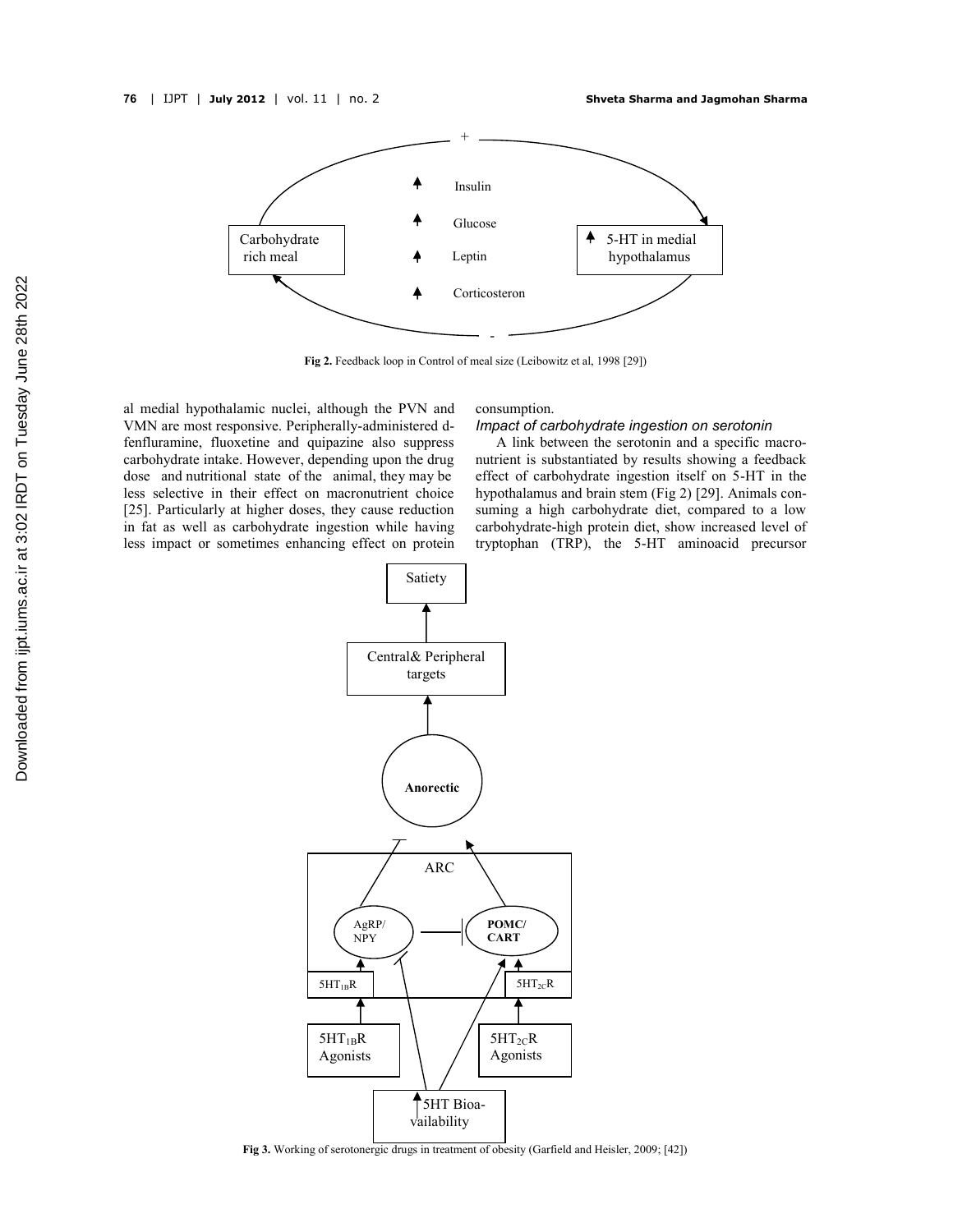Fig 2. Feedback loop in Control of meal size (Leibowitz et al, 1998 [29])

al medial hypothalamic nuclei, although the PVN and VMN are most responsive. Peripherally-administered d-fenfluramine, fluoxetine and quipazine also suppress carbohydrate intake. However, depending upon the drug dose and nutritional state of the animal, they may be less selective in their effect on macronutrient choice [25]. Particularly at higher doses, they cause reduction in fat as well as carbohydrate ingestion while having less impact or sometimes enhancing effect on protein consumption.

### *Impact of carbohydrate ingestion on serotonin*

A link between the serotonin and a specific macronutrient is substantiated by results showing a feedback effect of carbohydrate ingestion itself on 5-HT in the hypothalamus and brain stem (Fig 2) [29]. Animals consuming a high carbohydrate diet, compared to a low carbohydrate-high protein diet, show increased level of tryptophan (TRP), the 5-HT aminoacid precursor

Fig 3. Working of serotonergic drugs in treatment of obesity (Garfield and Heisler, 2009; [42])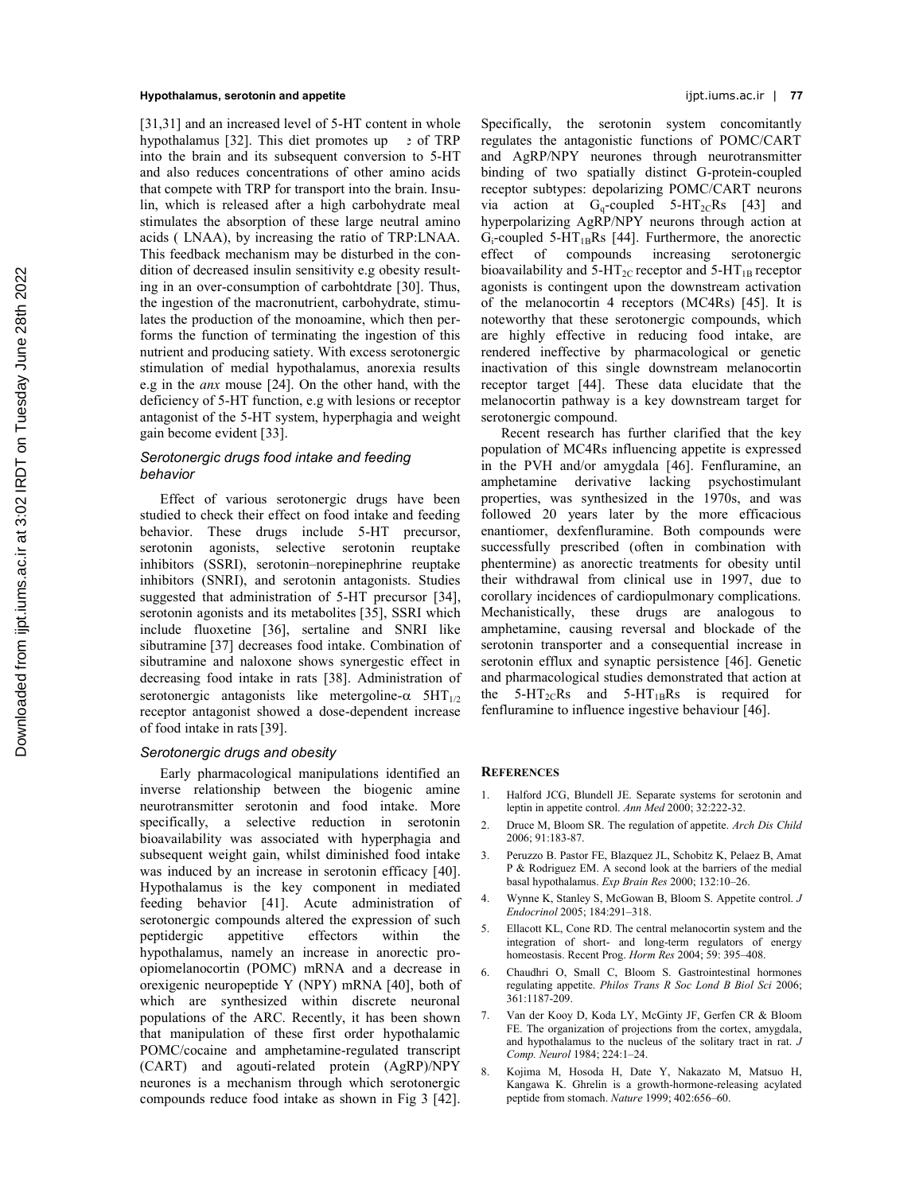[31,31] and an increased level of 5-HT content in whole hypothalamus [32]. This diet promotes up e of TRP into the brain and its subsequent conversion to 5-HT and also reduces concentrations of other amino acids that compete with TRP for transport into the brain. Insulin, which is released after a high carbohydrate meal stimulates the absorption of these large neutral amino acids ( LNAA), by increasing the ratio of TRP:LNAA. This feedback mechanism may be disturbed in the condition of decreased insulin sensitivity e.g obesity resulting in an over-consumption of carbohtdrate [30]. Thus, the ingestion of the macronutrient, carbohydrate, stimulates the production of the monoamine, which then performs the function of terminating the ingestion of this nutrient and producing satiety. With excess serotonergic stimulation of medial hypothalamus, anorexia results e.g in the *anx* mouse [24]. On the other hand, with the deficiency of 5-HT function, e.g with lesions or receptor antagonist of the 5-HT system, hyperphagia and weight gain become evident [33].

### *Serotonergic drugs food intake and feeding behavior*

Effect of various serotonergic drugs have been studied to check their effect on food intake and feeding behavior. These drugs include 5-HT precursor, serotonin agonists, selective serotonin reuptake inhibitors (SSRI), serotonin–norepinephrine reuptake inhibitors (SNRI), and serotonin antagonists. Studies suggested that administration of 5-HT precursor [34], serotonin agonists and its metabolites [35], SSRI which include fluoxetine [36], sertaline and SNRI like sibutramine [37] decreases food intake. Combination of sibutramine and naloxone shows synergestic effect in decreasing food intake in rats [38]. Administration of serotonergic antagonists like metergoline-$\alpha$ $5HT_{1/2}$ receptor antagonist showed a dose-dependent increase of food intake in rats [39].

### *Serotonergic drugs and obesity*

Early pharmacological manipulations identified an inverse relationship between the biogenic amine neurotransmitter serotonin and food intake. More specifically, a selective reduction in serotonin bioavailability was associated with hyperphagia and subsequent weight gain, whilst diminished food intake was induced by an increase in serotonin efficacy [40]. Hypothalamus is the key component in mediated feeding behavior [41]. Acute administration of serotonergic compounds altered the expression of such peptidergic appetitive effectors within the hypothalamus, namely an increase in anorectic pro-opiomelanocortin (POMC) mRNA and a decrease in orexigenic neuropeptide Y (NPY) mRNA [40], both of which are synthesized within discrete neuronal populations of the ARC. Recently, it has been shown that manipulation of these first order hypothalamic POMC/cocaine and amphetamine-regulated transcript (CART) and agouti-related protein (AgRP)/NPY neurones is a mechanism through which serotonergic compounds reduce food intake as shown in Fig 3 [42]. Specifically, the serotonin system concomitantly regulates the antagonistic functions of POMC/CART and AgRP/NPY neurones through neurotransmitter binding of two spatially distinct G-protein-coupled receptor subtypes: depolarizing POMC/CART neurons via action at $G_q$-coupled $5\text{-}HT_{2C}Rs$ [43] and hyperpolarizing AgRP/NPY neurons through action at $G_i$-coupled $5\text{-}HT_{1B}Rs$ [44]. Furthermore, the anorectic effect of compounds increasing serotonergic bioavailability and $5\text{-}HT_{2C}$ receptor and $5\text{-}HT_{1B}$ receptor agonists is contingent upon the downstream activation of the melanocortin 4 receptors (MC4Rs) [45]. It is noteworthy that these serotonergic compounds, which are highly effective in reducing food intake, are rendered ineffective by pharmacological or genetic inactivation of this single downstream melanocortin receptor target [44]. These data elucidate that the melanocortin pathway is a key downstream target for serotonergic compound.

Recent research has further clarified that the key population of MC4Rs influencing appetite is expressed in the PVH and/or amygdala [46]. Fenfluramine, an amphetamine derivative lacking psychostimulant properties, was synthesized in the 1970s, and was followed 20 years later by the more efficacious enantiomer, dexfenfluramine. Both compounds were successfully prescribed (often in combination with phentermine) as anorectic treatments for obesity until their withdrawal from clinical use in 1997, due to corollary incidences of cardiopulmonary complications. Mechanistically, these drugs are analogous to amphetamine, causing reversal and blockade of the serotonin transporter and a consequential increase in serotonin efflux and synaptic persistence [46]. Genetic and pharmacological studies demonstrated that action at the $5\text{-}HT_{2C}Rs$ and $5\text{-}HT_{1B}Rs$ is required for fenfluramine to influence ingestive behaviour [46].

## References

1. Halford JCG, Blundell JE. Separate systems for serotonin and leptin in appetite control. *Ann Med* 2000; 32:222-32.
2. Druce M, Bloom SR. The regulation of appetite. *Arch Dis Child* 2006; 91:183-87.
3. Peruzzo B. Pastor FE, Blazquez JL, Schobitz K, Pelaez B, Amat P & Rodriguez EM. A second look at the barriers of the medial basal hypothalamus. *Exp Brain Res* 2000; 132:10–26.
4. Wynne K, Stanley S, McGowan B, Bloom S. Appetite control. *J Endocrinol* 2005; 184:291–318.
5. Ellacott KL, Cone RD. The central melanocortin system and the integration of short- and long-term regulators of energy homeostasis. Recent Prog. *Horm Res* 2004; 59: 395–408.
6. Chaudhri O, Small C, Bloom S. Gastrointestinal hormones regulating appetite. *Philos Trans R Soc Lond B Biol Sci* 2006; 361:1187-209.
7. Van der Kooy D, Koda LY, McGinty JF, Gerfen CR & Bloom FE. The organization of projections from the cortex, amygdala, and hypothalamus to the nucleus of the solitary tract in rat. *J Comp. Neurol* 1984; 224:1–24.
8. Kojima M, Hosoda H, Date Y, Nakazato M, Matsuo H, Kangawa K. Ghrelin is a growth-hormone-releasing acylated peptide from stomach. *Nature* 1999; 402:656–60.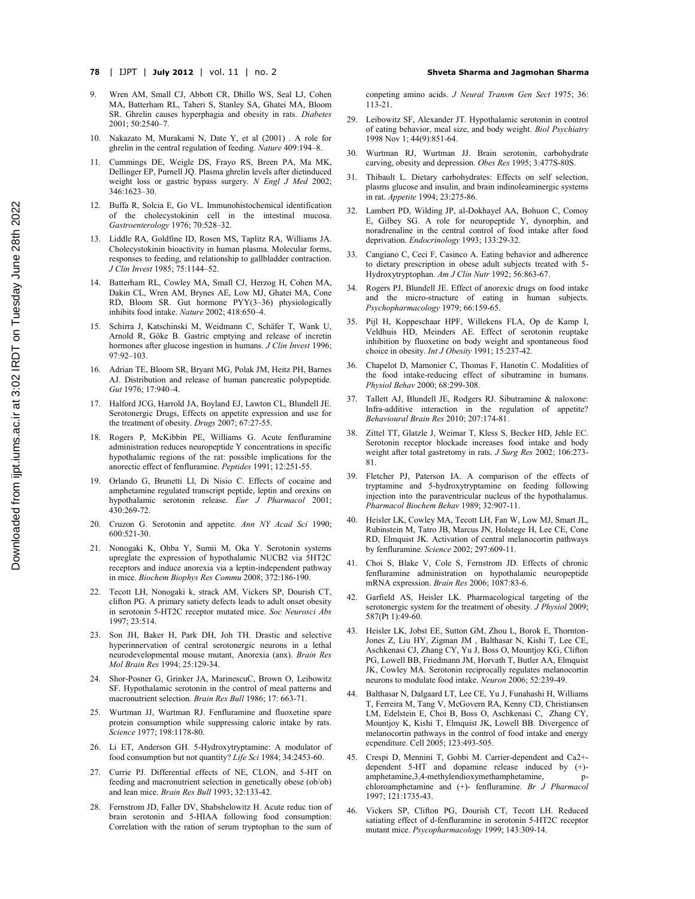9. Wren AM, Small CJ, Abbott CR, Dhillo WS, Seal LJ, Cohen MA, Batterham RL, Taheri S, Stanley SA, Ghatei MA, Bloom SR. Ghrelin causes hyperphagia and obesity in rats. *Diabetes* 2001; 50:2540–7.
10. Nakazato M, Murakami N, Date Y, et al (2001) . A role for ghrelin in the central regulation of feeding. *Nature* 409:194–8.
11. Cummings DE, Weigle DS, Frayo RS, Breen PA, Ma MK, Dellinger EP, Purnell JQ. Plasma ghrelin levels after dietinduced weight loss or gastric bypass surgery. *N Engl J Med* 2002; 346:1623–30.
12. Buffa R, Solcia E, Go VL. Immunohistochemical identification of the cholecystokinin cell in the intestinal mucosa. *Gastroenterology* 1976; 70:528–32.
13. Liddle RA, Goldfine ID, Rosen MS, Taplitz RA, Williams JA. Cholecystokinin bioactivity in human plasma. Molecular forms, responses to feeding, and relationship to gallbladder contraction. *J Clin Invest* 1985; 75:1144–52.
14. Batterham RL, Cowley MA, Small CJ, Herzog H, Cohen MA, Dakin CL, Wren AM, Brynes AE, Low MJ, Ghatei MA, Cone RD, Bloom SR. Gut hormone PYY(3–36) physiologically inhibits food intake. *Nature* 2002; 418:650–4.
15. Schirra J, Katschinski M, Weidmann C, Schäfer T, Wank U, Arnold R, Göke B. Gastric emptying and release of incretin hormones after glucose ingestion in humans. *J Clin Invest* 1996; 97:92–103.
16. Adrian TE, Bloom SR, Bryant MG, Polak JM, Heitz PH, Barnes AJ. Distribution and release of human pancreatic polypeptide. *Gut* 1976; 17:940–4.
17. Halford JCG, Harrold JA, Boyland EJ, Lawton CL, Blundell JE. Serotonergic Drugs, Effects on appetite expression and use for the treatment of obesity. *Drugs* 2007; 67:27-55.
18. Rogers P, McKibbin PE, Williams G. Acute fenfluramine administration reduces neuropeptide Y concentrations in specific hypothalamic regions of the rat: possible implications for the anorectic effect of fenfluramine. *Peptides* 1991; 12:251-55.
19. Orlando G, Brunetti Ll, Di Nisio C. Effects of cocaine and amphetamine regulated transcript peptide, leptin and orexins on hypothalamic serotonin release. *Eur J Pharmacol* 2001; 430:269-72.
20. Cruzon G. Serotonin and appetite. *Ann NY Acad Sci* 1990; 600:521-30.
21. Nonogaki K, Ohba Y, Sumii M, Oka Y. Serotonin systems upregulate the expression of hypothalamic NUCB2 via 5HT2C receptors and induce anorexia via a leptin-independent pathway in mice. *Biochem Biophys Res Commu* 2008; 372:186-190.
22. Tecott LH, Nonogaki k, strack AM, Vickers SP, Dourish CT, clifton PG. A primary satiety defects leads to adult onset obesity in serotonin 5-HT2C receptor mutated mice. *Soc Neurosci Abs* 1997; 23:514.
23. Son JH, Baker H, Park DH, Joh TH. Drastic and selective hyperinnervation of central serotonergic neurons in a lethal neurodevelopmental mouse mutant, Anorexia (anx). *Brain Res Mol Brain Res* 1994; 25:129-34.
24. Shor-Posner G, Grinker JA, MarinescuC, Brown O, Leibowitz SF. Hypothalamic serotonin in the control of meal patterns and macronutrient selection. *Brain Res Bull* 1986; 17: 663-71.
25. Wurtman JJ, Wurtman RJ. Fenfluramine and fluoxetine spare protein consumption while suppressing caloric intake by rats. *Science* 1977; 198:1178-80.
26. Li ET, Anderson GH. 5-Hydroxytryptamine: A modulator of food consumption but not quantity? *Life Sci* 1984; 34:2453-60.
27. Currie PJ. Differential effects of NE, CLON, and 5-HT on feeding and macronutrient selection in genetically obese (ob/ob) and lean mice. *Brain Res Bull* 1993; 32:133-42.
28. Fernstrom JD, Faller DV, Shabshelowitz H. Acute reduc tion of brain serotonin and 5-HIAA following food consumption: Correlation with the ration of serum tryptophan to the sum of conpeting amino acids. *J Neural Transm Gen Sect* 1975; 36: 113-21.
29. Leibowitz SF, Alexander JT. Hypothalamic serotonin in control of eating behavior, meal size, and body weight. *Biol Psychiatry* 1998 Nov 1; 44(9):851-64.
30. Wurtman RJ, Wurtman JJ. Brain serotonin, carbohydrate carving, obesity and depression. *Obes Res* 1995; 3:477S-80S.
31. Thibault L. Dietary carbohydrates: Effects on self selection, plasms glucose and insulin, and brain indinoleaminergic systems in rat. *Appetite* 1994; 23:275-86.
32. Lambert PD, Wilding JP, al-Dokhayel AA, Bohuon C, Comoy E, Gilbey SG. A role for neuropeptide Y, dynorphin, and noradrenaline in the central control of food intake after food deprivation. *Endocrinology* 1993; 133:29-32.
33. Cangiano C, Ceci F, Casinco A. Eating behavior and adherence to dietary prescription in obese adult subjects treated with 5-Hydroxytryptophan. *Am J Clin Nutr* 1992; 56:863-67.
34. Rogers PJ, Blundell JE. Effect of anorexic drugs on food intake and the micro-structure of eating in human subjects. *Psychopharmacology* 1979; 66:159-65.
35. Pijl H, Koppeschaar HPF, Willekens FLA, Op de Kamp I, Veldhuis HD, Meinders AE. Effect of serotonin reuptake inhibition by fluoxetine on body weight and spontaneous food choice in obesity. *Int J Obesity* 1991; 15:237-42.
36. Chapelot D, Mamonier C, Thomas F, Hanotin C. Modalities of the food intake-reducing effect of sibutramine in humans. *Physiol Behav* 2000; 68:299-308.
37. Tallett AJ, Blundell JE, Rodgers RJ. Sibutramine & naloxone: Infra-additive interaction in the regulation of appetite? *Behavioural Brain Res* 2010; 207:174-81.
38. Zittel TT, Glatzle J, Weimar T, Kless S, Becker HD, Jehle EC. Serotonin receptor blockade increases food intake and body weight after total gastretomy in rats. *J Surg Res* 2002; 106:273-81.
39. Fletcher PJ, Paterson IA. A comparison of the effects of tryptamine and 5-hydroxytryptamine on feeding following injection into the paraventricular nucleus of the hypothalamus. *Pharmacol Biochem Behav* 1989; 32:907-11.
40. Heisler LK, Cowley MA, Tecott LH, Fan W, Low MJ, Smart JL, Rubinstein M, Tatro JB, Marcus JN, Holstege H, Lee CE, Cone RD, Elmquist JK. Activation of central melanocortin pathways by fenfluramine. *Science* 2002; 297:609-11.
41. Choi S, Blake V, Cole S, Fernstrom JD. Effects of chronic fenfluramine administration on hypothalamic neuropeptide mRNA expression. *Brain Res* 2006; 1087:83-6.
42. Garfield AS, Heisler LK. Pharmacological targeting of the serotonergic system for the treatment of obesity. *J Physiol* 2009; 587(Pt 1):49-60.
43. Heisler LK, Jobst EE, Sutton GM, Zhou L, Borok E, Thornton-Jones Z, Liu HY, Zigman JM , Balthasar N, Kishi T, Lee CE, Aschkenasi CJ, Zhang CY, Yu J, Boss O, Mountjoy KG, Clifton PG, Lowell BB, Friedmann JM, Horvath T, Butler AA, Elmquist JK, Cowley MA. Serotonin reciprocally regulates melanocortin neurons to modulate food intake. *Neuron* 2006; 52:239-49.
44. Balthasar N, Dalgaard LT, Lee CE, Yu J, Funahashi H, Williams T, Ferreira M, Tang V, McGovern RA, Kenny CD, Christiansen LM, Edelstein E, Choi B, Boss O, Aschkenasi C, Zhang CY, Mountjoy K, Kishi T, Elmquist JK, Lowell BB. Divergence of melanocortin pathways in the control of food intake and energy ecpenditure. Cell 2005; 123:493-505.
45. Crespi D, Mennini T, Gobbi M. Carrier-dependent and Ca2+-dependent 5-HT and dopamine release induced by (+)-amphetamine,3,4-methylendioxymethamphetamine, p-chloroamphetamine and (+)- fenfluramine. *Br J Pharmacol* 1997; 121:1735-43.
46. Vickers SP, Clifton PG, Dourish CT, Tecott LH. Reduced satiating effect of d-fenfluramine in serotonin 5-HT2C receptor mutant mice. *Psycopharmacology* 1999; 143:309-14.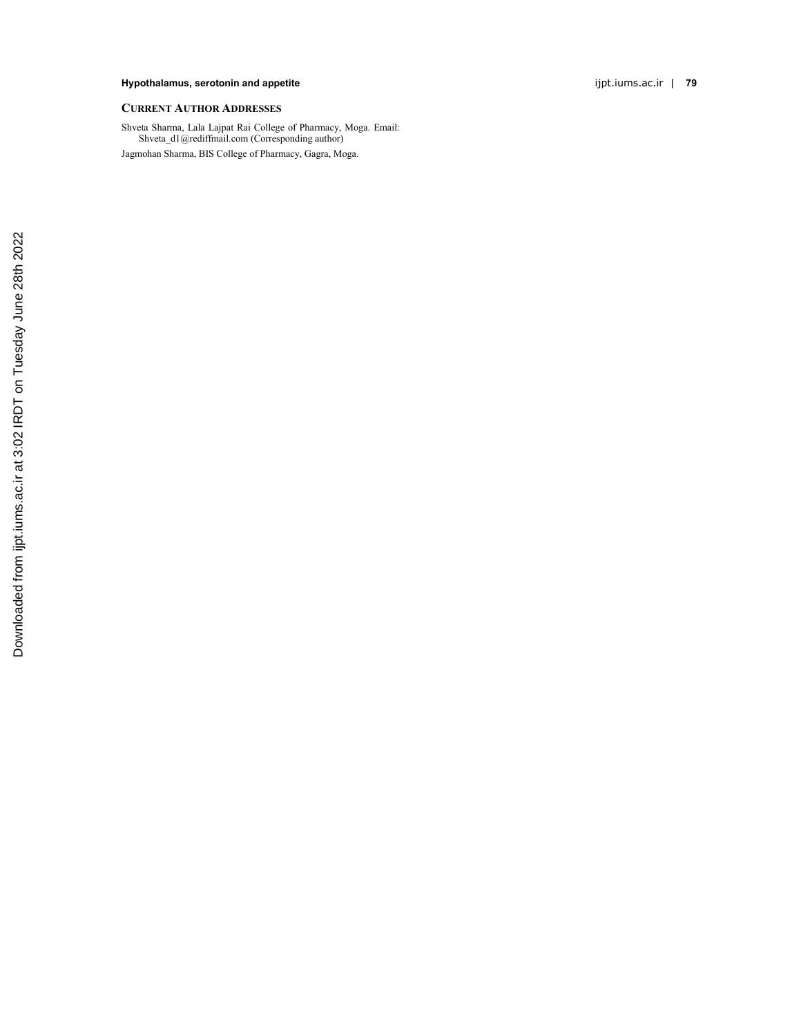## Current Author Addresses

Shveta Sharma, Lala Lajpat Rai College of Pharmacy, Moga. Email: Shveta_d1@rediffmail.com (Corresponding author)

Jagmohan Sharma, BIS College of Pharmacy, Gagra, Moga.